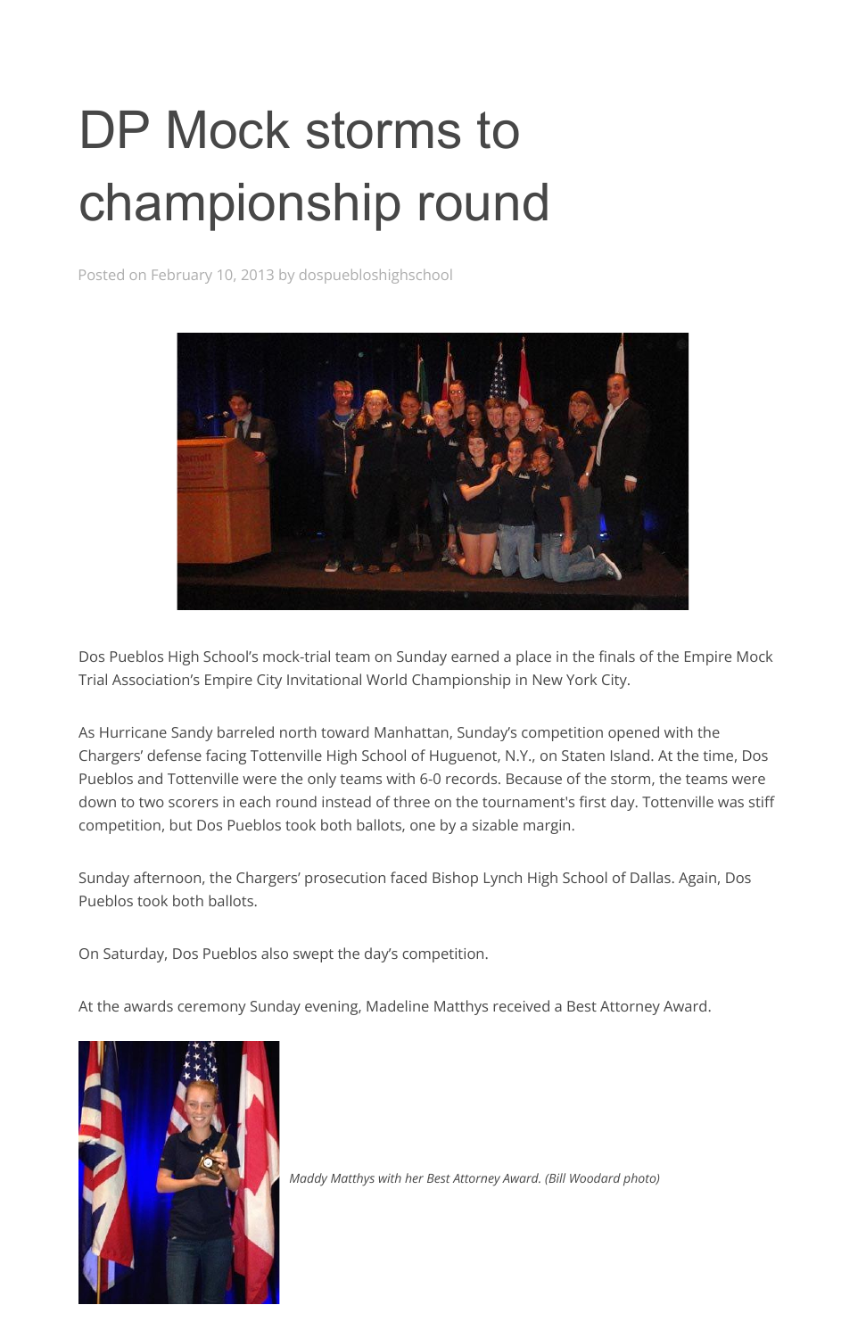# DP Mock storms to championship round

Posted on February 10, 2013 by dospuebloshighschool

Dos Pueblos High School's mock-trial team on Sunday earned a place in the finals of the Empire Mock Trial Association's Empire City Invitational World Championship in New York City.

As Hurricane Sandy barreled north toward Manhattan, Sunday's competition opened with the Chargers' defense facing Tottenville High School of Huguenot, N.Y., on Staten Island. At the time, Dos Pueblos and Tottenville were the only teams with 6-0 records. Because of the storm, the teams were down to two scorers in each round instead of three on the tournament's first day. Tottenville was stiff competition, but Dos Pueblos took both ballots, one by a sizable margin.

Sunday afternoon, the Chargers' prosecution faced Bishop Lynch High School of Dallas. Again, Dos Pueblos took both ballots.

On Saturday, Dos Pueblos also swept the day's competition.

At the awards ceremony Sunday evening, Madeline Matthys received a Best Attorney Award.

*Maddy Matthys with her Best Attorney Award. (Bill Woodard photo)*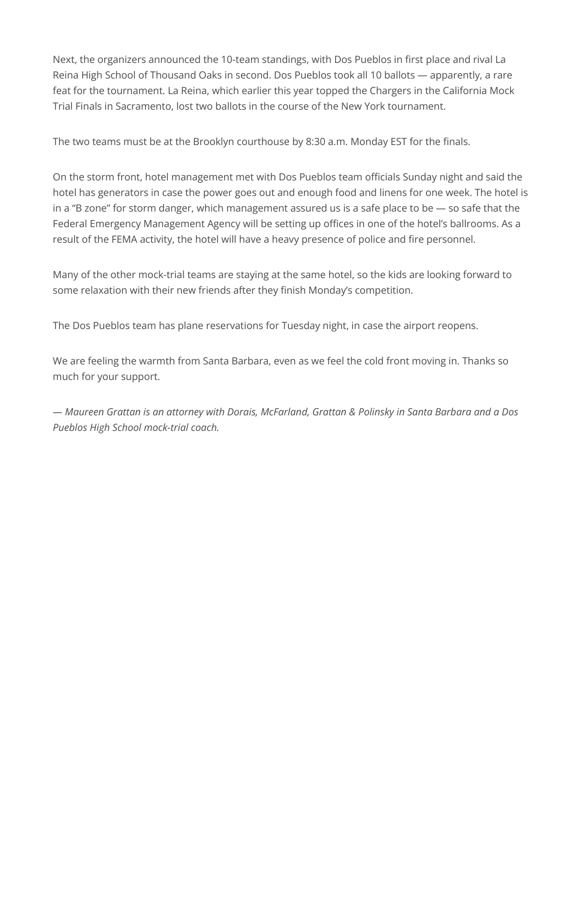Next, the organizers announced the 10-team standings, with Dos Pueblos in first place and rival La Reina High School of Thousand Oaks in second. Dos Pueblos took all 10 ballots — apparently, a rare feat for the tournament. La Reina, which earlier this year topped the Chargers in the California Mock Trial Finals in Sacramento, lost two ballots in the course of the New York tournament.

The two teams must be at the Brooklyn courthouse by 8:30 a.m. Monday EST for the finals.

On the storm front, hotel management met with Dos Pueblos team officials Sunday night and said the hotel has generators in case the power goes out and enough food and linens for one week. The hotel is in a "B zone" for storm danger, which management assured us is a safe place to be — so safe that the Federal Emergency Management Agency will be setting up offices in one of the hotel's ballrooms. As a result of the FEMA activity, the hotel will have a heavy presence of police and fire personnel.

Many of the other mock-trial teams are staying at the same hotel, so the kids are looking forward to some relaxation with their new friends after they finish Monday's competition.

The Dos Pueblos team has plane reservations for Tuesday night, in case the airport reopens.

We are feeling the warmth from Santa Barbara, even as we feel the cold front moving in. Thanks so much for your support.

*— Maureen Grattan is an attorney with Dorais, McFarland, Grattan & Polinsky in Santa Barbara and a Dos Pueblos High School mock-trial coach.*